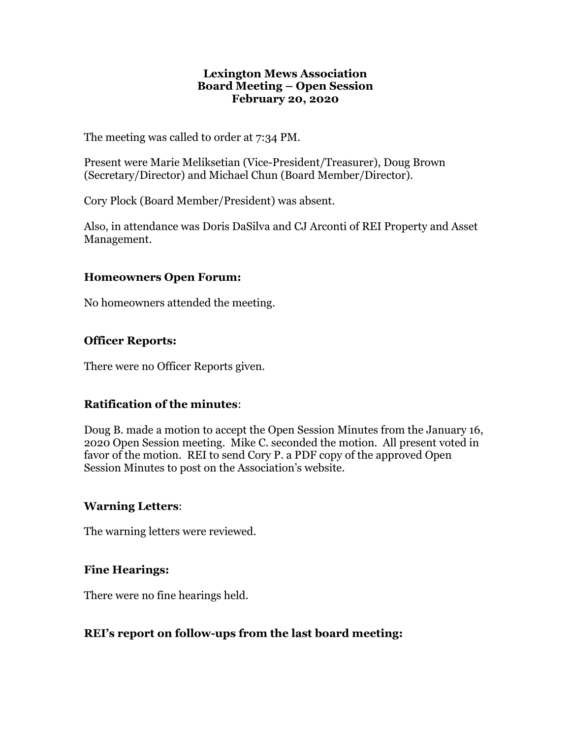# Lexington Mews Association
## Board Meeting – Open Session
## February 20, 2020

The meeting was called to order at 7:34 PM.

Present were Marie Meliksetian (Vice-President/Treasurer), Doug Brown (Secretary/Director) and Michael Chun (Board Member/Director).

Cory Plock (Board Member/President) was absent.

Also, in attendance was Doris DaSilva and CJ Arconti of REI Property and Asset Management.

### Homeowners Open Forum:

No homeowners attended the meeting.

### Officer Reports:

There were no Officer Reports given.

### Ratification of the minutes:

Doug B. made a motion to accept the Open Session Minutes from the January 16, 2020 Open Session meeting. Mike C. seconded the motion. All present voted in favor of the motion. REI to send Cory P. a PDF copy of the approved Open Session Minutes to post on the Association's website.

### Warning Letters:

The warning letters were reviewed.

### Fine Hearings:

There were no fine hearings held.

### REI's report on follow-ups from the last board meeting: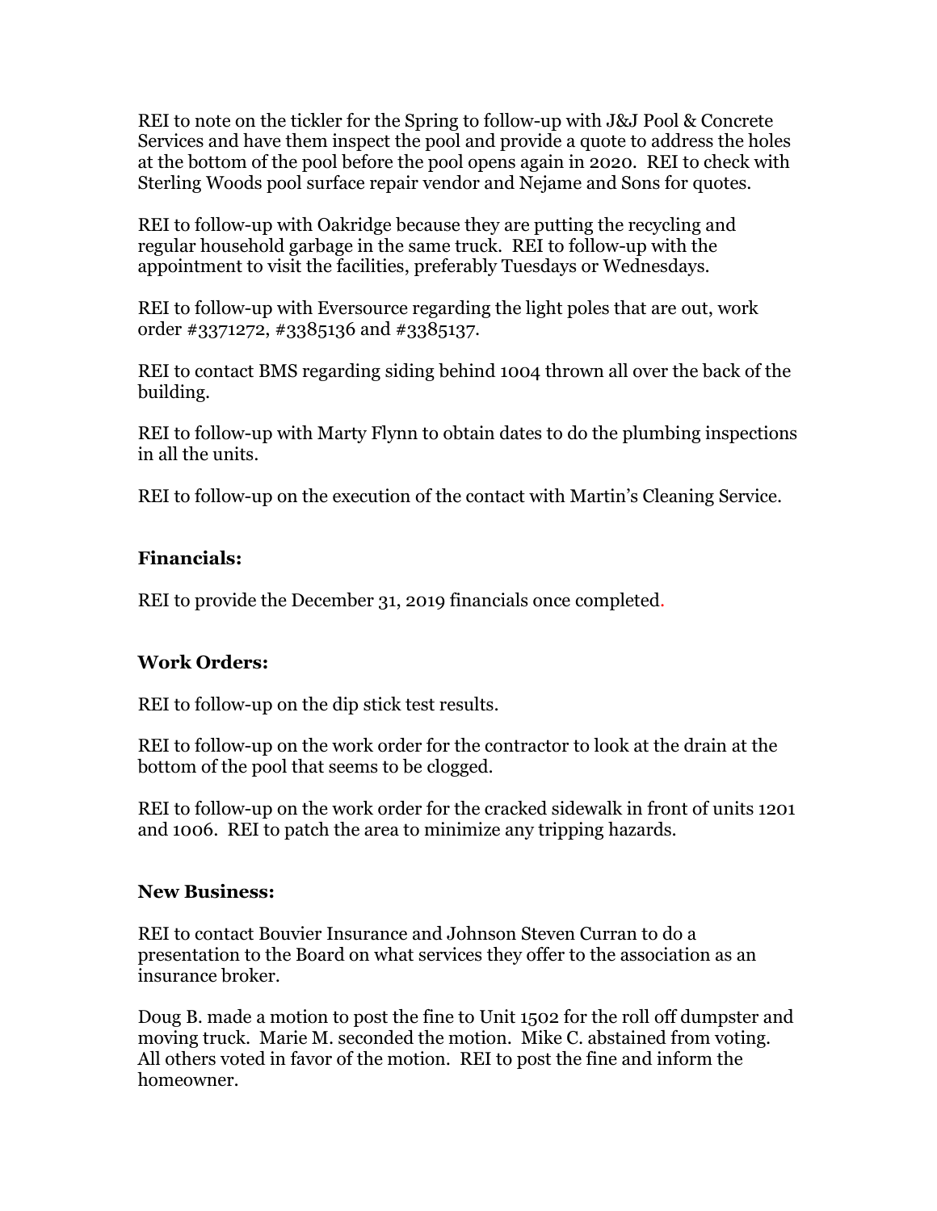REI to note on the tickler for the Spring to follow-up with J&J Pool & Concrete Services and have them inspect the pool and provide a quote to address the holes at the bottom of the pool before the pool opens again in 2020. REI to check with Sterling Woods pool surface repair vendor and Nejame and Sons for quotes.

REI to follow-up with Oakridge because they are putting the recycling and regular household garbage in the same truck. REI to follow-up with the appointment to visit the facilities, preferably Tuesdays or Wednesdays.

REI to follow-up with Eversource regarding the light poles that are out, work order #3371272, #3385136 and #3385137.

REI to contact BMS regarding siding behind 1004 thrown all over the back of the building.

REI to follow-up with Marty Flynn to obtain dates to do the plumbing inspections in all the units.

REI to follow-up on the execution of the contact with Martin's Cleaning Service.

**Financials:**

REI to provide the December 31, 2019 financials once completed.

**Work Orders:**

REI to follow-up on the dip stick test results.

REI to follow-up on the work order for the contractor to look at the drain at the bottom of the pool that seems to be clogged.

REI to follow-up on the work order for the cracked sidewalk in front of units 1201 and 1006. REI to patch the area to minimize any tripping hazards.

**New Business:**

REI to contact Bouvier Insurance and Johnson Steven Curran to do a presentation to the Board on what services they offer to the association as an insurance broker.

Doug B. made a motion to post the fine to Unit 1502 for the roll off dumpster and moving truck. Marie M. seconded the motion. Mike C. abstained from voting. All others voted in favor of the motion. REI to post the fine and inform the homeowner.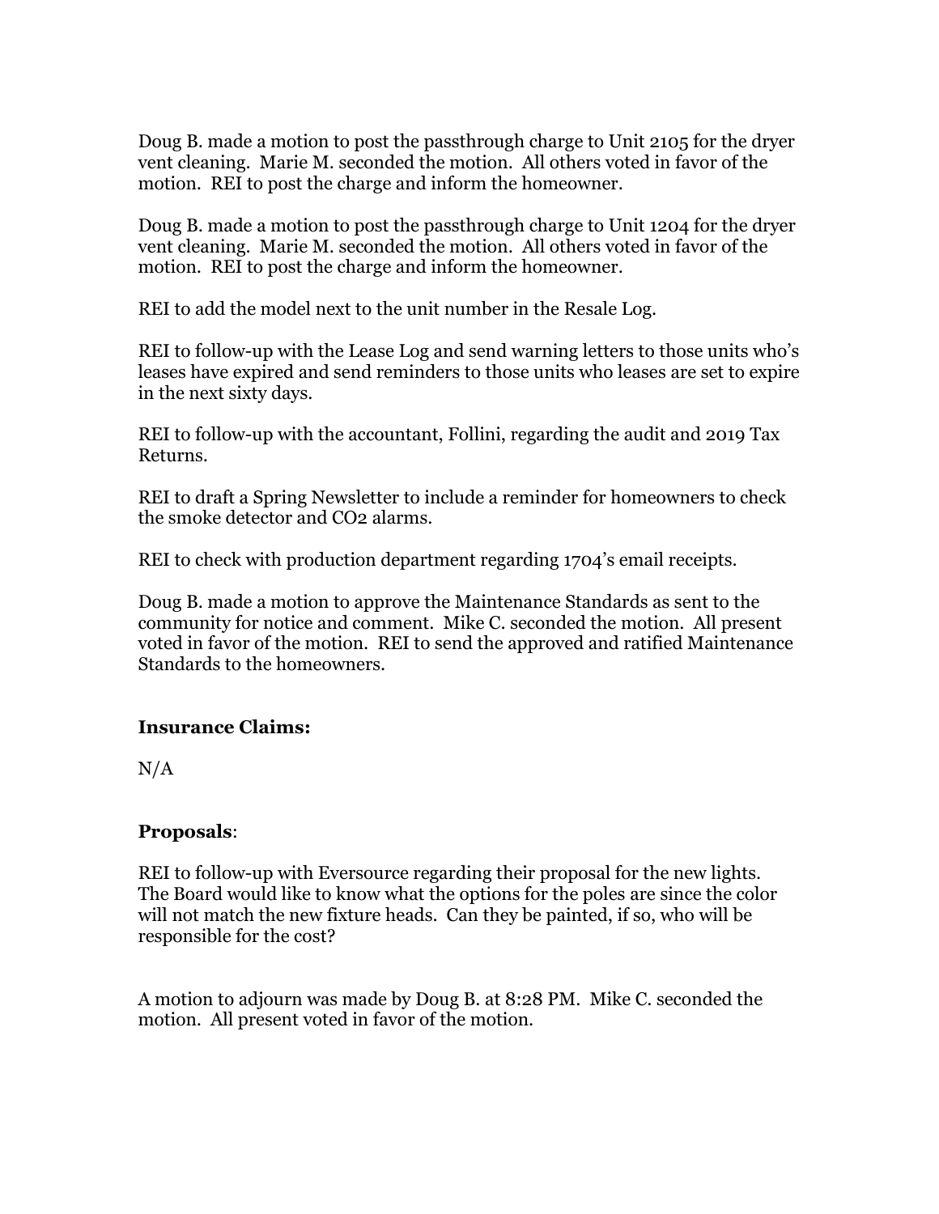Doug B. made a motion to post the passthrough charge to Unit 2105 for the dryer vent cleaning. Marie M. seconded the motion. All others voted in favor of the motion. REI to post the charge and inform the homeowner.

Doug B. made a motion to post the passthrough charge to Unit 1204 for the dryer vent cleaning. Marie M. seconded the motion. All others voted in favor of the motion. REI to post the charge and inform the homeowner.

REI to add the model next to the unit number in the Resale Log.

REI to follow-up with the Lease Log and send warning letters to those units who's leases have expired and send reminders to those units who leases are set to expire in the next sixty days.

REI to follow-up with the accountant, Follini, regarding the audit and 2019 Tax Returns.

REI to draft a Spring Newsletter to include a reminder for homeowners to check the smoke detector and CO2 alarms.

REI to check with production department regarding 1704's email receipts.

Doug B. made a motion to approve the Maintenance Standards as sent to the community for notice and comment. Mike C. seconded the motion. All present voted in favor of the motion. REI to send the approved and ratified Maintenance Standards to the homeowners.

**Insurance Claims:**

N/A

**Proposals**:

REI to follow-up with Eversource regarding their proposal for the new lights. The Board would like to know what the options for the poles are since the color will not match the new fixture heads. Can they be painted, if so, who will be responsible for the cost?

A motion to adjourn was made by Doug B. at 8:28 PM. Mike C. seconded the motion. All present voted in favor of the motion.